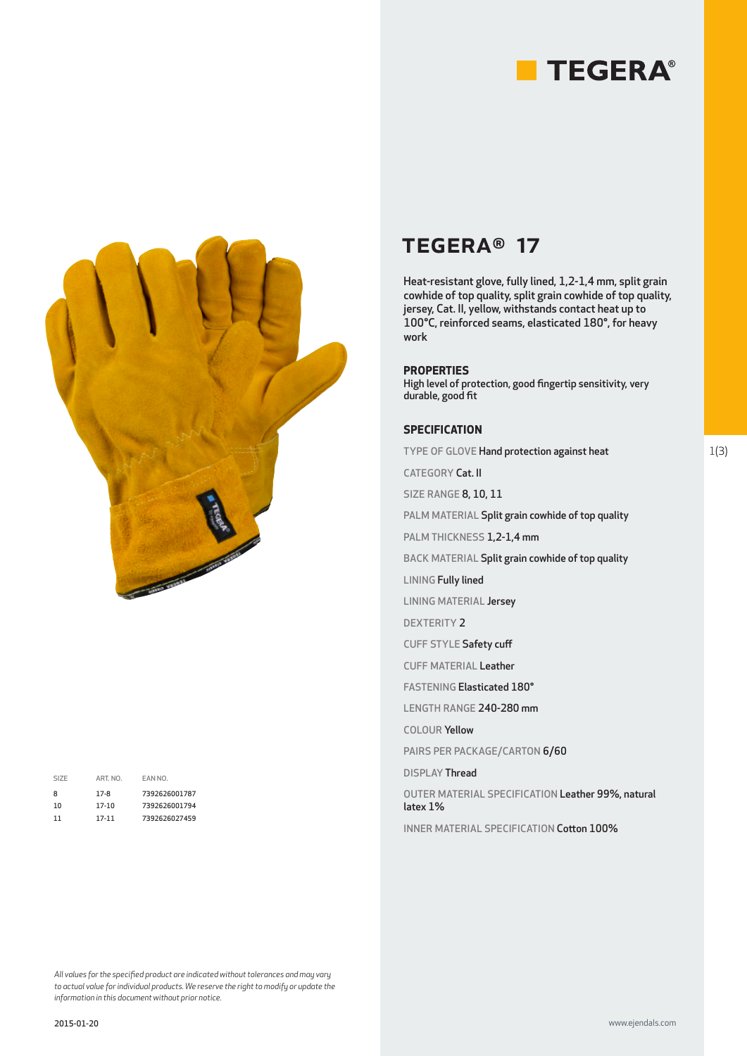TEGERA®

# TEGERA® 17

Heat-resistant glove, fully lined, 1,2-1,4 mm, split grain cowhide of top quality, split grain cowhide of top quality, jersey, Cat. II, yellow, withstands contact heat up to 100°C, reinforced seams, elasticated 180°, for heavy work

## PROPERTIES

High level of protection, good fingertip sensitivity, very durable, good fit

## SPECIFICATION

TYPE OF GLOVE **Hand protection against heat**

CATEGORY **Cat. II**

SIZE RANGE **8, 10, 11**

PALM MATERIAL **Split grain cowhide of top quality**

PALM THICKNESS **1,2-1,4 mm**

BACK MATERIAL **Split grain cowhide of top quality**

LINING **Fully lined**

LINING MATERIAL **Jersey**

DEXTERITY **2**

CUFF STYLE **Safety cuff**

CUFF MATERIAL **Leather**

FASTENING **Elasticated 180°**

LENGTH RANGE **240-280 mm**

COLOUR **Yellow**

PAIRS PER PACKAGE/CARTON **6/60**

DISPLAY **Thread**

OUTER MATERIAL SPECIFICATION **Leather 99%, natural latex 1%**

INNER MATERIAL SPECIFICATION **Cotton 100%**

| SIZE | ART. NO. | EAN NO. |
|---|---|---|
| 8 | 17-8 | 7392626001787 |
| 10 | 17-10 | 7392626001794 |
| 11 | 17-11 | 7392626027459 |

*All values for the specified product are indicated without tolerances and may vary to actual value for individual products. We reserve the right to modify or update the information in this document without prior notice.*

2015-01-20

www.ejendals.com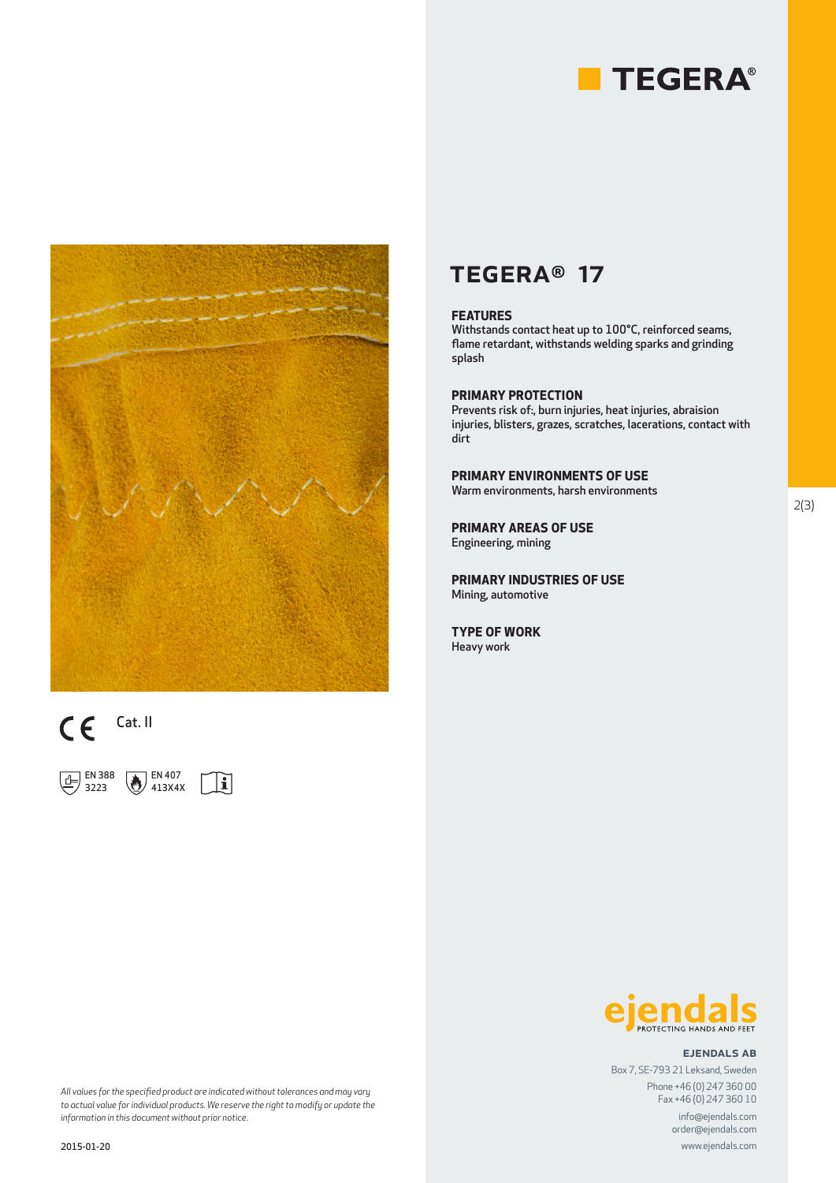TEGERA®

# TEGERA® 17

**FEATURES**
Withstands contact heat up to 100°C, reinforced seams, flame retardant, withstands welding sparks and grinding splash

**PRIMARY PROTECTION**
Prevents risk of:, burn injuries, heat injuries, abraision injuries, blisters, grazes, scratches, lacerations, contact with dirt

**PRIMARY ENVIRONMENTS OF USE**
Warm environments, harsh environments

**PRIMARY AREAS OF USE**
Engineering, mining

**PRIMARY INDUSTRIES OF USE**
Mining, automotive

**TYPE OF WORK**
Heavy work

CE Cat. II

EN 388 3223 EN 407 413X4X

ejendals PROTECTING HANDS AND FEET

**EJENDALS AB**
Box 7, SE-793 21 Leksand, Sweden
Phone +46 (0) 247 360 00
Fax +46 (0) 247 360 10
info@ejendals.com
order@ejendals.com
www.ejendals.com

*All values for the specified product are indicated without tolerances and may vary to actual value for individual products. We reserve the right to modify or update the information in this document without prior notice.*

2015-01-20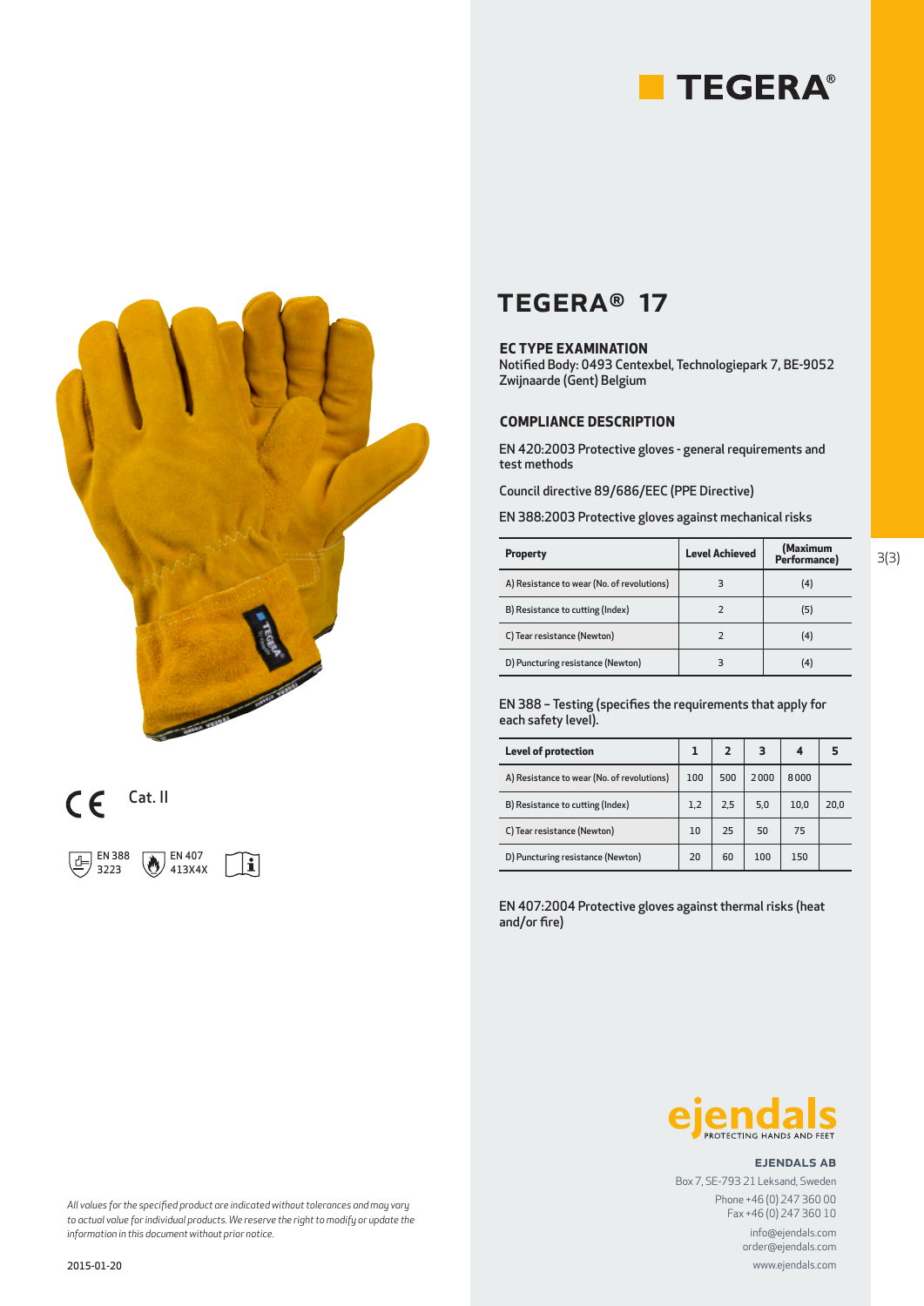# TEGERA® 17

### EC TYPE EXAMINATION

Notified Body: 0493 Centexbel, Technologiepark 7, BE-9052 Zwijnaarde (Gent) Belgium

### COMPLIANCE DESCRIPTION

EN 420:2003 Protective gloves - general requirements and test methods

Council directive 89/686/EEC (PPE Directive)

EN 388:2003 Protective gloves against mechanical risks

| Property | Level Achieved | (Maximum Performance) |
|---|---|---|
| A) Resistance to wear (No. of revolutions) | 3 | (4) |
| B) Resistance to cutting (Index) | 2 | (5) |
| C) Tear resistance (Newton) | 2 | (4) |
| D) Puncturing resistance (Newton) | 3 | (4) |

EN 388 – Testing (specifies the requirements that apply for each safety level).

| Level of protection | 1 | 2 | 3 | 4 | 5 |
|---|---|---|---|---|---|
| A) Resistance to wear (No. of revolutions) | 100 | 500 | 2000 | 8000 | |
| B) Resistance to cutting (Index) | 1,2 | 2,5 | 5,0 | 10,0 | 20,0 |
| C) Tear resistance (Newton) | 10 | 25 | 50 | 75 | |
| D) Puncturing resistance (Newton) | 20 | 60 | 100 | 150 | |

EN 407:2004 Protective gloves against thermal risks (heat and/or fire)

CE Cat. II

EN 388 3223

EN 407 413X4X

*All values for the specified product are indicated without tolerances and may vary to actual value for individual products. We reserve the right to modify or update the information in this document without prior notice.*

2015-01-20

ejendals PROTECTING HANDS AND FEET

**EJENDALS AB**

Box 7, SE-793 21 Leksand, Sweden

Phone +46 (0) 247 360 00

Fax +46 (0) 247 360 10

info@ejendals.com

order@ejendals.com

www.ejendals.com